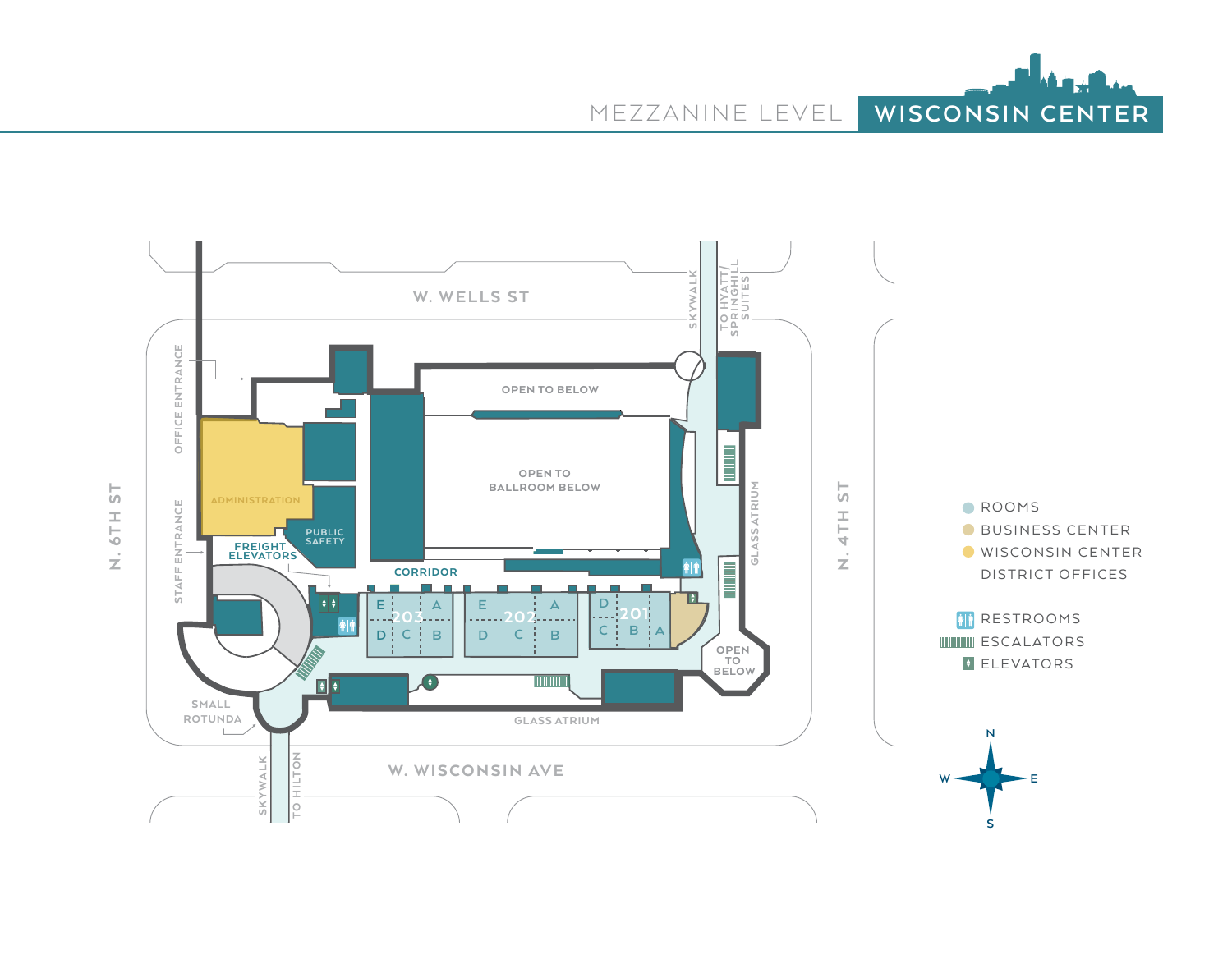# MEZZANINE LEVEL — WISCONSIN CENTER

W. WELLS ST

SKYWALK

TO HYATT/ SPRINGHILL SUITES

OFFICE ENTRANCE

STAFF ENTRANCE

N. 6TH ST

N. 4TH ST

OPEN TO BELOW

OPEN TO BALLROOM BELOW

ADMINISTRATION

PUBLIC SAFETY

FREIGHT ELEVATORS

CORRIDOR

203: E, A, D, C, B

202: E, A, D, C, B

201: D, C, B, A

GLASS ATRIUM

OPEN TO BELOW

SMALL ROTUNDA

GLASS ATRIUM

W. WISCONSIN AVE

SKYWALK

TO HILTON

- ROOMS
- BUSINESS CENTER
- WISCONSIN CENTER DISTRICT OFFICES

- RESTROOMS
- ESCALATORS
- ELEVATORS

N / S / E / W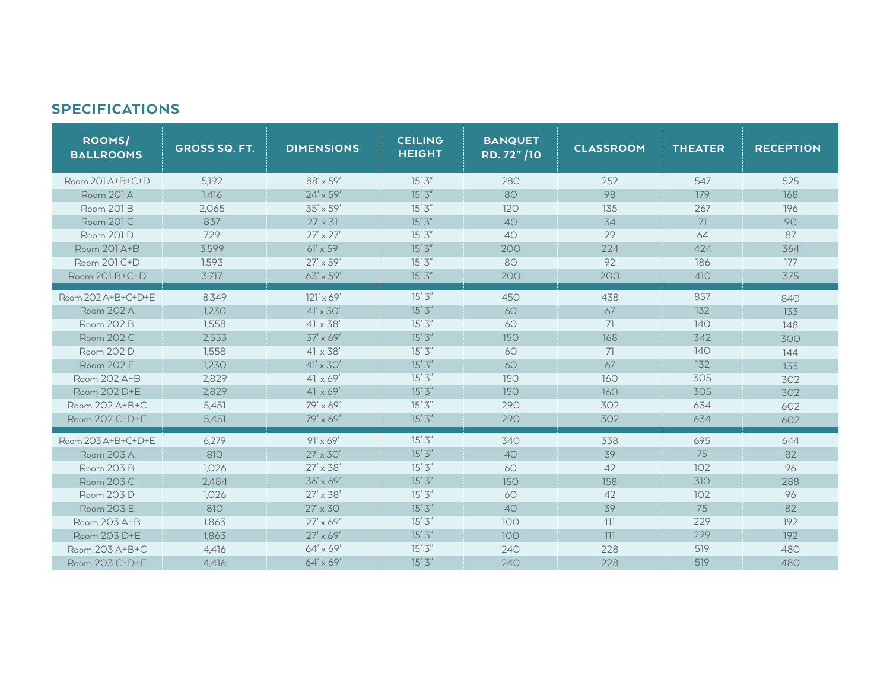## SPECIFICATIONS

| ROOMS/ BALLROOMS | GROSS SQ. FT. | DIMENSIONS | CEILING HEIGHT | BANQUET RD. 72" /10 | CLASSROOM | THEATER | RECEPTION |
|---|---|---|---|---|---|---|---|
| Room 201 A+B+C+D | 5,192 | 88' x 59' | 15' 3" | 280 | 252 | 547 | 525 |
| Room 201 A | 1,416 | 24' x 59' | 15' 3" | 80 | 98 | 179 | 168 |
| Room 201 B | 2,065 | 35' x 59' | 15' 3" | 120 | 135 | 267 | 196 |
| Room 201 C | 837 | 27' x 31' | 15' 3" | 40 | 34 | 71 | 90 |
| Room 201 D | 729 | 27' x 27' | 15' 3" | 40 | 29 | 64 | 87 |
| Room 201 A+B | 3,599 | 61' x 59' | 15' 3" | 200 | 224 | 424 | 364 |
| Room 201 C+D | 1,593 | 27' x 59' | 15' 3" | 80 | 92 | 186 | 177 |
| Room 201 B+C+D | 3,717 | 63' x 59' | 15' 3" | 200 | 200 | 410 | 375 |
| Room 202 A+B+C+D+E | 8,349 | 121' x 69' | 15' 3" | 450 | 438 | 857 | 840 |
| Room 202 A | 1,230 | 41' x 30' | 15' 3" | 60 | 67 | 132 | 133 |
| Room 202 B | 1,558 | 41' x 38' | 15' 3" | 60 | 71 | 140 | 148 |
| Room 202 C | 2,553 | 37' x 69' | 15' 3" | 150 | 168 | 342 | 300 |
| Room 202 D | 1,558 | 41' x 38' | 15' 3" | 60 | 71 | 140 | 144 |
| Room 202 E | 1,230 | 41' x 30' | 15' 3" | 60 | 67 | 132 | 133 |
| Room 202 A+B | 2,829 | 41' x 69' | 15' 3" | 150 | 160 | 305 | 302 |
| Room 202 D+E | 2,829 | 41' x 69' | 15' 3" | 150 | 160 | 305 | 302 |
| Room 202 A+B+C | 5,451 | 79' x 69' | 15' 3" | 290 | 302 | 634 | 602 |
| Room 202 C+D+E | 5,451 | 79' x 69' | 15' 3" | 290 | 302 | 634 | 602 |
| Room 203 A+B+C+D+E | 6,279 | 91' x 69' | 15' 3" | 340 | 338 | 695 | 644 |
| Room 203 A | 810 | 27' x 30' | 15' 3" | 40 | 39 | 75 | 82 |
| Room 203 B | 1,026 | 27' x 38' | 15' 3" | 60 | 42 | 102 | 96 |
| Room 203 C | 2,484 | 36' x 69' | 15' 3" | 150 | 158 | 310 | 288 |
| Room 203 D | 1,026 | 27' x 38' | 15' 3" | 60 | 42 | 102 | 96 |
| Room 203 E | 810 | 27' x 30' | 15' 3" | 40 | 39 | 75 | 82 |
| Room 203 A+B | 1,863 | 27' x 69' | 15' 3" | 100 | 111 | 229 | 192 |
| Room 203 D+E | 1,863 | 27' x 69' | 15' 3" | 100 | 111 | 229 | 192 |
| Room 203 A+B+C | 4,416 | 64' x 69' | 15' 3" | 240 | 228 | 519 | 480 |
| Room 203 C+D+E | 4,416 | 64' x 69' | 15' 3" | 240 | 228 | 519 | 480 |